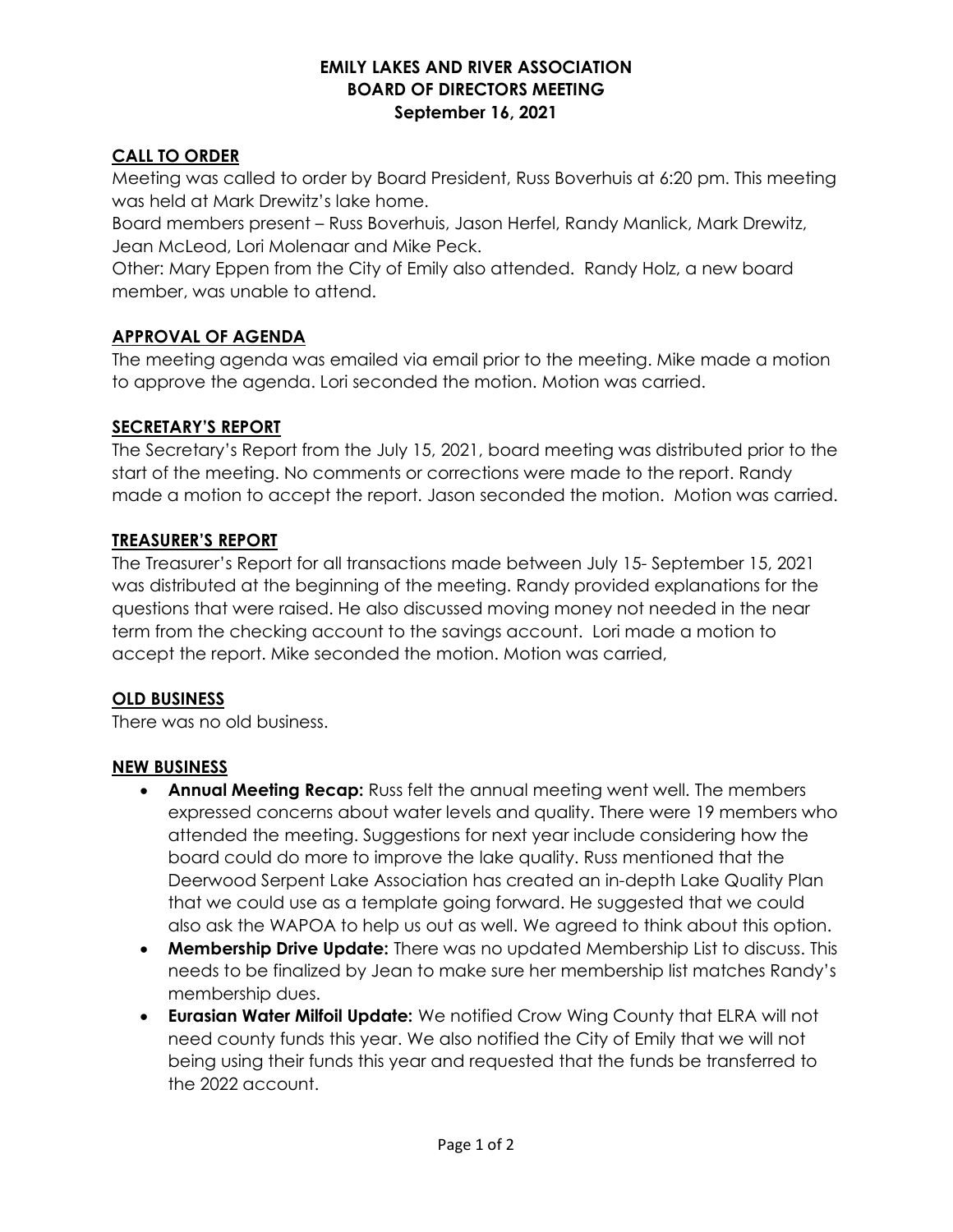# EMILY LAKES AND RIVER ASSOCIATION
## BOARD OF DIRECTORS MEETING
### September 16, 2021

## CALL TO ORDER

Meeting was called to order by Board President, Russ Boverhuis at 6:20 pm. This meeting was held at Mark Drewitz's lake home.

Board members present – Russ Boverhuis, Jason Herfel, Randy Manlick, Mark Drewitz, Jean McLeod, Lori Molenaar and Mike Peck.

Other: Mary Eppen from the City of Emily also attended. Randy Holz, a new board member, was unable to attend.

## APPROVAL OF AGENDA

The meeting agenda was emailed via email prior to the meeting. Mike made a motion to approve the agenda. Lori seconded the motion. Motion was carried.

## SECRETARY'S REPORT

The Secretary's Report from the July 15, 2021, board meeting was distributed prior to the start of the meeting. No comments or corrections were made to the report. Randy made a motion to accept the report. Jason seconded the motion. Motion was carried.

## TREASURER'S REPORT

The Treasurer's Report for all transactions made between July 15- September 15, 2021 was distributed at the beginning of the meeting. Randy provided explanations for the questions that were raised. He also discussed moving money not needed in the near term from the checking account to the savings account. Lori made a motion to accept the report. Mike seconded the motion. Motion was carried,

## OLD BUSINESS

There was no old business.

## NEW BUSINESS

- **Annual Meeting Recap:** Russ felt the annual meeting went well. The members expressed concerns about water levels and quality. There were 19 members who attended the meeting. Suggestions for next year include considering how the board could do more to improve the lake quality. Russ mentioned that the Deerwood Serpent Lake Association has created an in-depth Lake Quality Plan that we could use as a template going forward. He suggested that we could also ask the WAPOA to help us out as well. We agreed to think about this option.
- **Membership Drive Update:** There was no updated Membership List to discuss. This needs to be finalized by Jean to make sure her membership list matches Randy's membership dues.
- **Eurasian Water Milfoil Update:** We notified Crow Wing County that ELRA will not need county funds this year. We also notified the City of Emily that we will not being using their funds this year and requested that the funds be transferred to the 2022 account.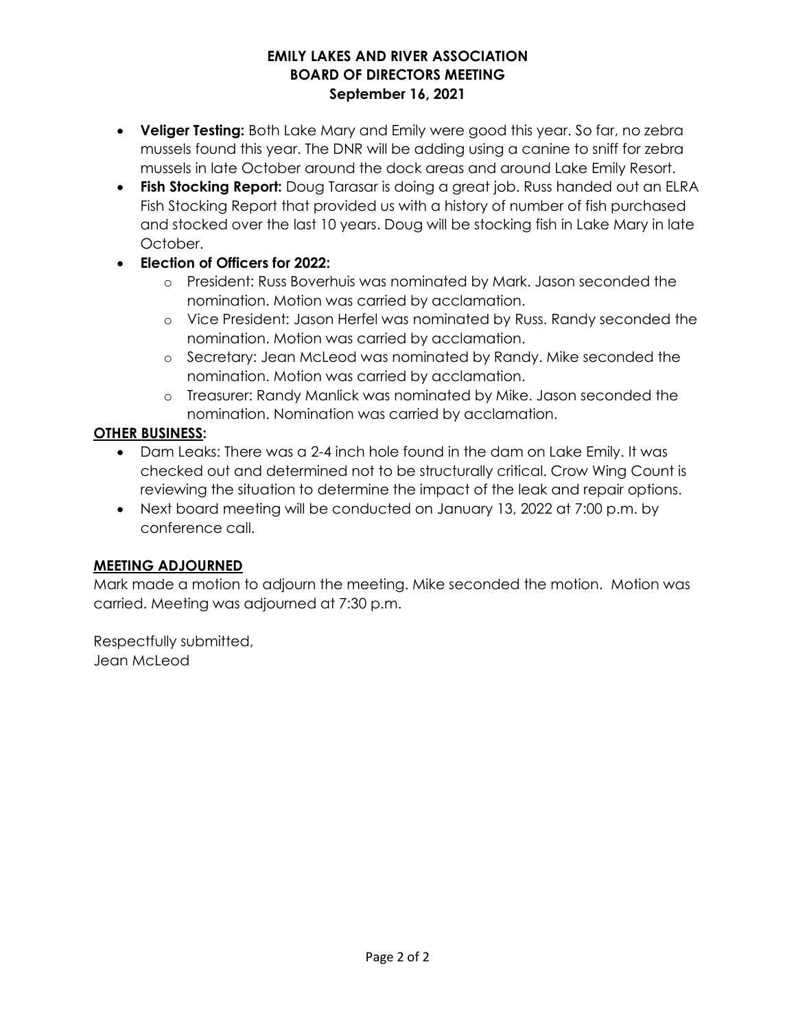**EMILY LAKES AND RIVER ASSOCIATION**
**BOARD OF DIRECTORS MEETING**
**September 16, 2021**

- **Veliger Testing:** Both Lake Mary and Emily were good this year. So far, no zebra mussels found this year. The DNR will be adding using a canine to sniff for zebra mussels in late October around the dock areas and around Lake Emily Resort.
- **Fish Stocking Report:** Doug Tarasar is doing a great job. Russ handed out an ELRA Fish Stocking Report that provided us with a history of number of fish purchased and stocked over the last 10 years. Doug will be stocking fish in Lake Mary in late October.
- **Election of Officers for 2022:**
  - President: Russ Boverhuis was nominated by Mark. Jason seconded the nomination. Motion was carried by acclamation.
  - Vice President: Jason Herfel was nominated by Russ. Randy seconded the nomination. Motion was carried by acclamation.
  - Secretary: Jean McLeod was nominated by Randy. Mike seconded the nomination. Motion was carried by acclamation.
  - Treasurer: Randy Manlick was nominated by Mike. Jason seconded the nomination. Nomination was carried by acclamation.

**OTHER BUSINESS:**

- Dam Leaks: There was a 2-4 inch hole found in the dam on Lake Emily. It was checked out and determined not to be structurally critical. Crow Wing Count is reviewing the situation to determine the impact of the leak and repair options.
- Next board meeting will be conducted on January 13, 2022 at 7:00 p.m. by conference call.

**MEETING ADJOURNED**

Mark made a motion to adjourn the meeting. Mike seconded the motion. Motion was carried. Meeting was adjourned at 7:30 p.m.

Respectfully submitted,
Jean McLeod